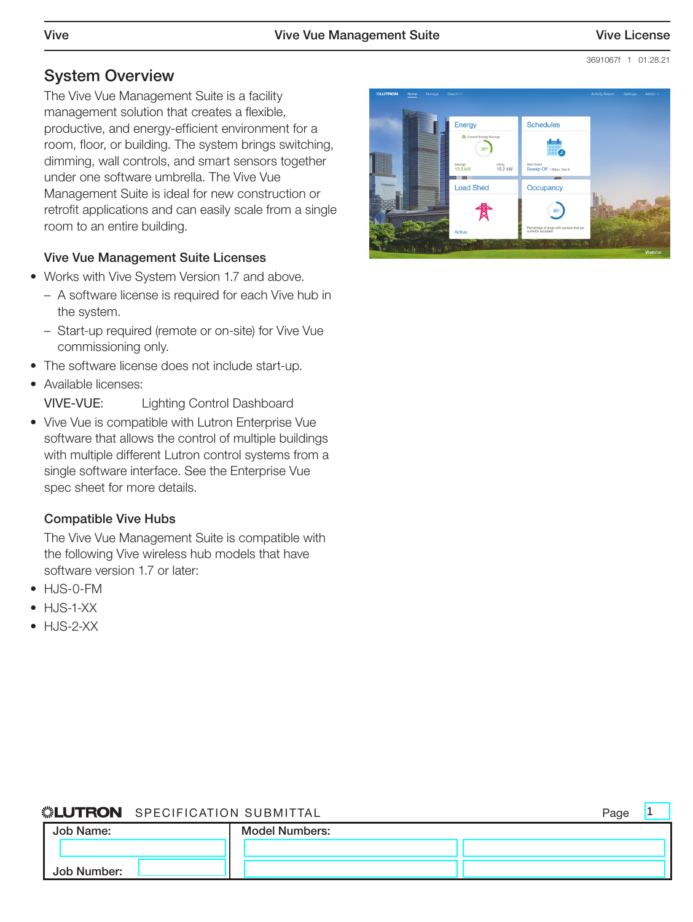3691067f 1 01.28.21

## System Overview

The Vive Vue Management Suite is a facility management solution that creates a flexible, productive, and energy-efficient environment for a room, floor, or building. The system brings switching, dimming, wall controls, and smart sensors together under one software umbrella. The Vive Vue Management Suite is ideal for new construction or retrofit applications and can easily scale from a single room to an entire building.

### Vive Vue Management Suite Licenses

- Works with Vive System Version 1.7 and above.
  - A software license is required for each Vive hub in the system.
  - Start-up required (remote or on-site) for Vive Vue commissioning only.
- The software license does not include start-up.
- Available licenses:

  VIVE-VUE: Lighting Control Dashboard
- Vive Vue is compatible with Lutron Enterprise Vue software that allows the control of multiple buildings with multiple different Lutron control systems from a single software interface. See the Enterprise Vue spec sheet for more details.

### Compatible Vive Hubs

The Vive Vue Management Suite is compatible with the following Vive wireless hub models that have software version 1.7 or later:

- HJS-0-FM
- HJS-1-XX
- HJS-2-XX

LUTRON SPECIFICATION SUBMITTAL

| Job Name: | Model Numbers: | |
|---|---|---|
| | | |
| Job Number: | | |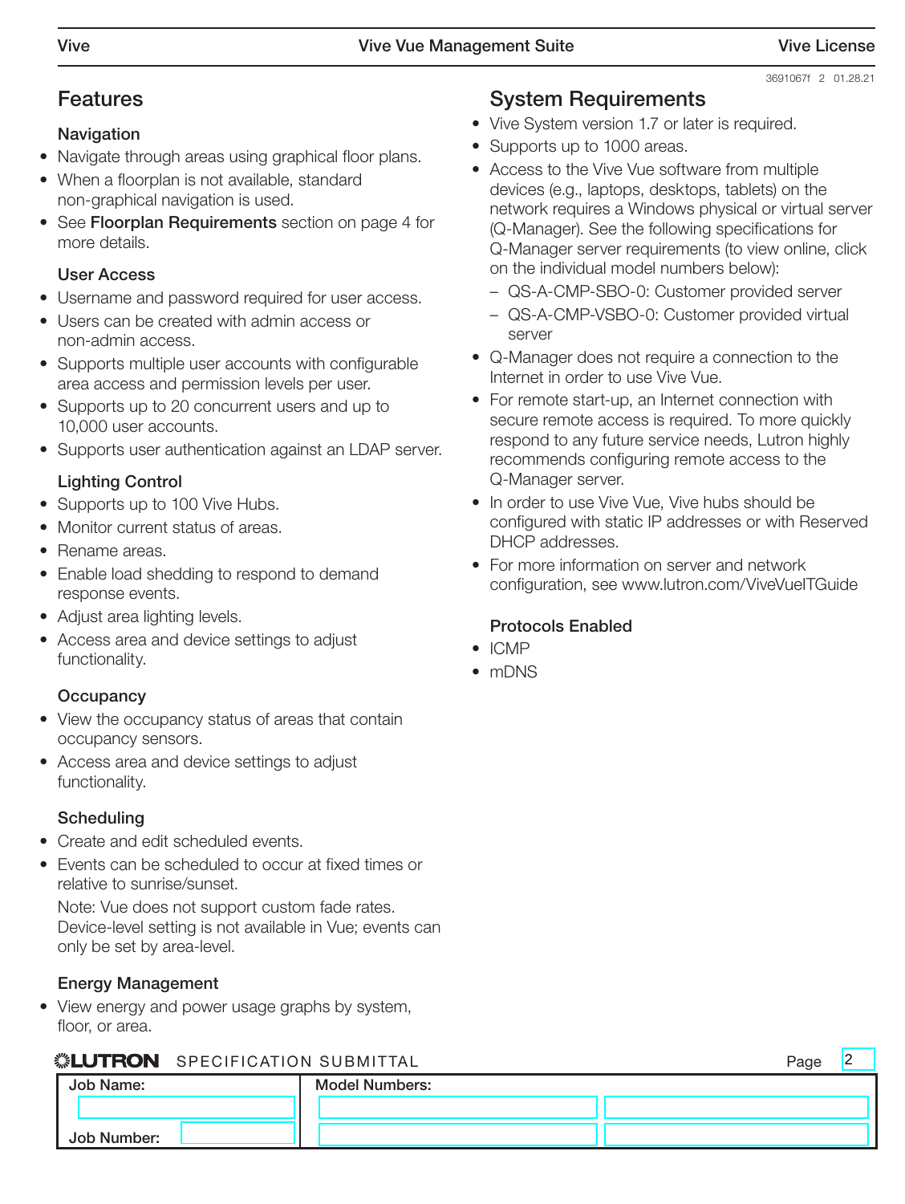## Features

### Navigation

- Navigate through areas using graphical floor plans.
- When a floorplan is not available, standard non-graphical navigation is used.
- See **Floorplan Requirements** section on page 4 for more details.

### User Access

- Username and password required for user access.
- Users can be created with admin access or non-admin access.
- Supports multiple user accounts with configurable area access and permission levels per user.
- Supports up to 20 concurrent users and up to 10,000 user accounts.
- Supports user authentication against an LDAP server.

### Lighting Control

- Supports up to 100 Vive Hubs.
- Monitor current status of areas.
- Rename areas.
- Enable load shedding to respond to demand response events.
- Adjust area lighting levels.
- Access area and device settings to adjust functionality.

### Occupancy

- View the occupancy status of areas that contain occupancy sensors.
- Access area and device settings to adjust functionality.

### Scheduling

- Create and edit scheduled events.
- Events can be scheduled to occur at fixed times or relative to sunrise/sunset.

  Note: Vue does not support custom fade rates. Device-level setting is not available in Vue; events can only be set by area-level.

### Energy Management

- View energy and power usage graphs by system, floor, or area.

## System Requirements

- Vive System version 1.7 or later is required.
- Supports up to 1000 areas.
- Access to the Vive Vue software from multiple devices (e.g., laptops, desktops, tablets) on the network requires a Windows physical or virtual server (Q-Manager). See the following specifications for Q-Manager server requirements (to view online, click on the individual model numbers below):
  - QS-A-CMP-SBO-0: Customer provided server
  - QS-A-CMP-VSBO-0: Customer provided virtual server
- Q-Manager does not require a connection to the Internet in order to use Vive Vue.
- For remote start-up, an Internet connection with secure remote access is required. To more quickly respond to any future service needs, Lutron highly recommends configuring remote access to the Q-Manager server.
- In order to use Vive Vue, Vive hubs should be configured with static IP addresses or with Reserved DHCP addresses.
- For more information on server and network configuration, see www.lutron.com/ViveVueITGuide

### Protocols Enabled

- ICMP
- mDNS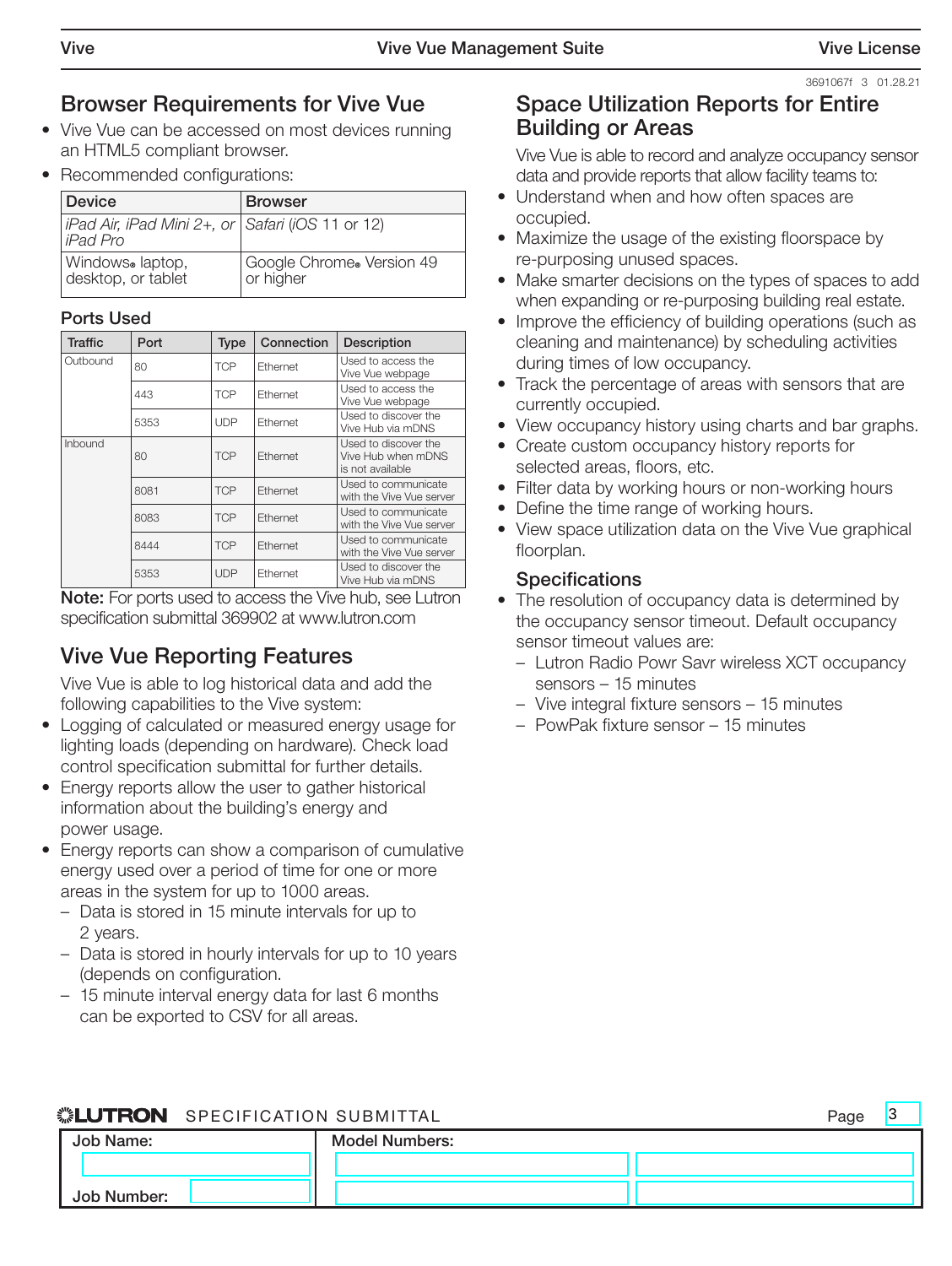## Browser Requirements for Vive Vue

- Vive Vue can be accessed on most devices running an HTML5 compliant browser.
- Recommended configurations:

| Device | Browser |
|---|---|
| *iPad Air, iPad Mini 2+, or iPad Pro* | *Safari (iOS* 11 or 12) |
| Windows® laptop, desktop, or tablet | Google Chrome® Version 49 or higher |

### Ports Used

| Traffic | Port | Type | Connection | Description |
|---|---|---|---|---|
| Outbound | 80 | TCP | Ethernet | Used to access the Vive Vue webpage |
| | 443 | TCP | Ethernet | Used to access the Vive Vue webpage |
| | 5353 | UDP | Ethernet | Used to discover the Vive Hub via mDNS |
| Inbound | 80 | TCP | Ethernet | Used to discover the Vive Hub when mDNS is not available |
| | 8081 | TCP | Ethernet | Used to communicate with the Vive Vue server |
| | 8083 | TCP | Ethernet | Used to communicate with the Vive Vue server |
| | 8444 | TCP | Ethernet | Used to communicate with the Vive Vue server |
| | 5353 | UDP | Ethernet | Used to discover the Vive Hub via mDNS |

**Note:** For ports used to access the Vive hub, see Lutron specification submittal 369902 at www.lutron.com

## Vive Vue Reporting Features

Vive Vue is able to log historical data and add the following capabilities to the Vive system:

- Logging of calculated or measured energy usage for lighting loads (depending on hardware). Check load control specification submittal for further details.
- Energy reports allow the user to gather historical information about the building's energy and power usage.
- Energy reports can show a comparison of cumulative energy used over a period of time for one or more areas in the system for up to 1000 areas.
  - Data is stored in 15 minute intervals for up to 2 years.
  - Data is stored in hourly intervals for up to 10 years (depends on configuration.
  - 15 minute interval energy data for last 6 months can be exported to CSV for all areas.

## Space Utilization Reports for Entire Building or Areas

Vive Vue is able to record and analyze occupancy sensor data and provide reports that allow facility teams to:

- Understand when and how often spaces are occupied.
- Maximize the usage of the existing floorspace by re-purposing unused spaces.
- Make smarter decisions on the types of spaces to add when expanding or re-purposing building real estate.
- Improve the efficiency of building operations (such as cleaning and maintenance) by scheduling activities during times of low occupancy.
- Track the percentage of areas with sensors that are currently occupied.
- View occupancy history using charts and bar graphs.
- Create custom occupancy history reports for selected areas, floors, etc.
- Filter data by working hours or non-working hours
- Define the time range of working hours.
- View space utilization data on the Vive Vue graphical floorplan.

### Specifications

- The resolution of occupancy data is determined by the occupancy sensor timeout. Default occupancy sensor timeout values are:
  - Lutron Radio Powr Savr wireless XCT occupancy sensors – 15 minutes
  - Vive integral fixture sensors – 15 minutes
  - PowPak fixture sensor – 15 minutes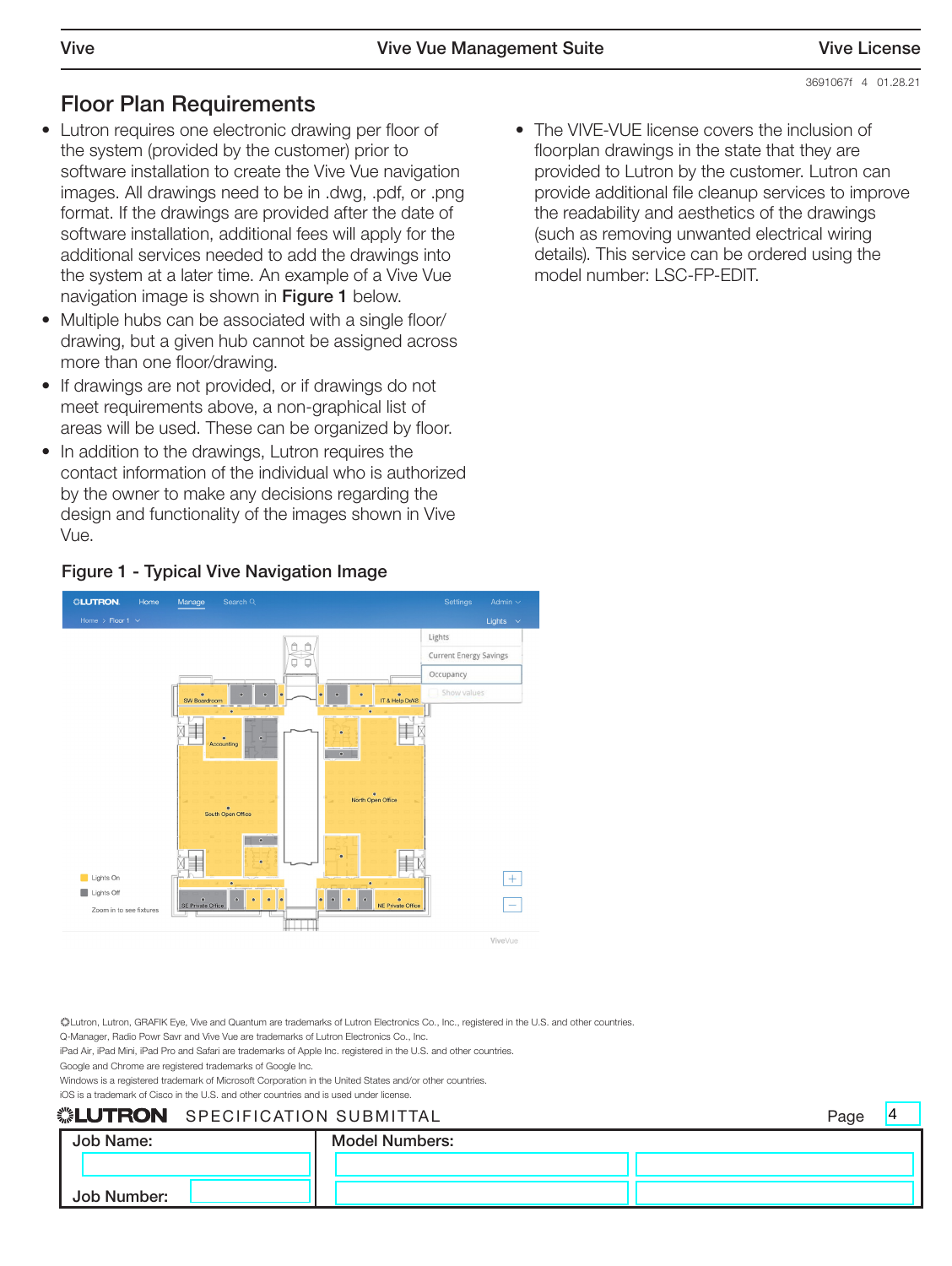## Floor Plan Requirements

- Lutron requires one electronic drawing per floor of the system (provided by the customer) prior to software installation to create the Vive Vue navigation images. All drawings need to be in .dwg, .pdf, or .png format. If the drawings are provided after the date of software installation, additional fees will apply for the additional services needed to add the drawings into the system at a later time. An example of a Vive Vue navigation image is shown in **Figure 1** below.
- Multiple hubs can be associated with a single floor/drawing, but a given hub cannot be assigned across more than one floor/drawing.
- If drawings are not provided, or if drawings do not meet requirements above, a non-graphical list of areas will be used. These can be organized by floor.
- In addition to the drawings, Lutron requires the contact information of the individual who is authorized by the owner to make any decisions regarding the design and functionality of the images shown in Vive Vue.
- The VIVE-VUE license covers the inclusion of floorplan drawings in the state that they are provided to Lutron by the customer. Lutron can provide additional file cleanup services to improve the readability and aesthetics of the drawings (such as removing unwanted electrical wiring details). This service can be ordered using the model number: LSC-FP-EDIT.

### Figure 1 - Typical Vive Navigation Image

LUTRON Home Manage Search Settings Admin
Home > Floor 1
Lights
Lights
Current Energy Savings
Occupancy
Show values
SW Boardroom
IT & Help Desk
Accounting
North Open Office
South Open Office
SE Private Office
NE Private Office
Lights On
Lights Off
Zoom in to see fixtures
+
−
ViveVue

Lutron, Lutron, GRAFIK Eye, Vive and Quantum are trademarks of Lutron Electronics Co., Inc., registered in the U.S. and other countries.
Q-Manager, Radio Powr Savr and Vive Vue are trademarks of Lutron Electronics Co., Inc.
iPad Air, iPad Mini, iPad Pro and Safari are trademarks of Apple Inc. registered in the U.S. and other countries.
Google and Chrome are registered trademarks of Google Inc.
Windows is a registered trademark of Microsoft Corporation in the United States and/or other countries.
iOS is a trademark of Cisco in the U.S. and other countries and is used under license.

LUTRON SPECIFICATION SUBMITTAL

| Job Name: | Model Numbers: | |
|---|---|---|
| | | |
| Job Number: | | |